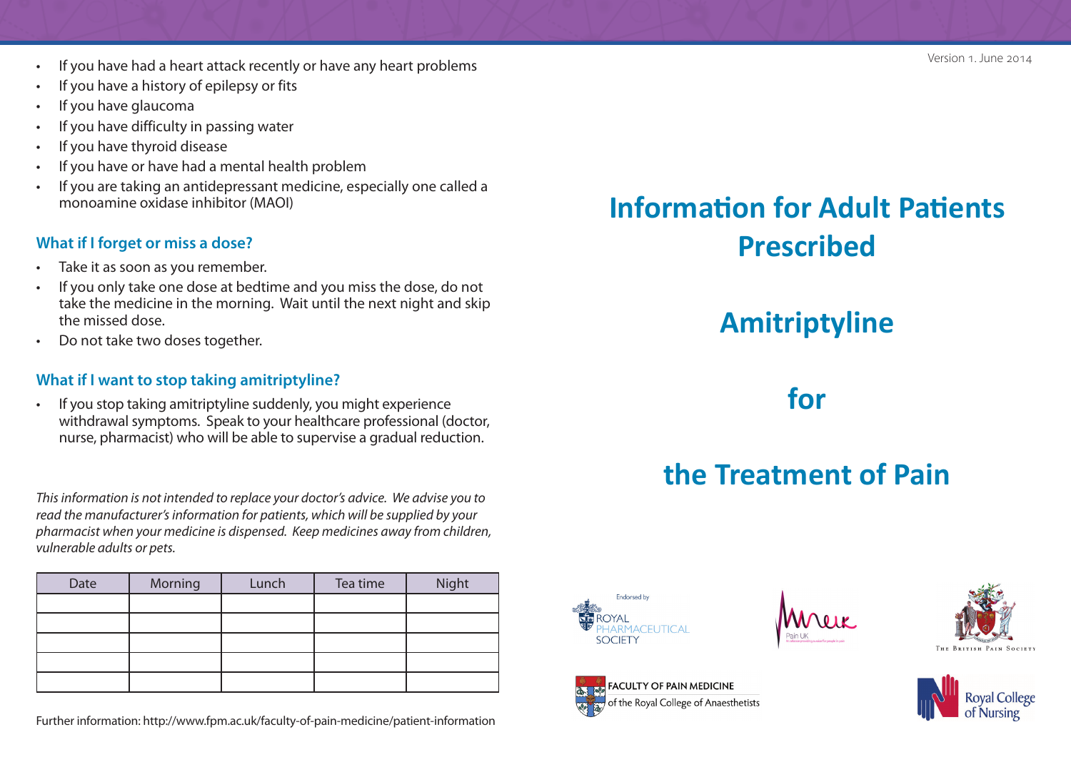- If you have had a heart attack recently or have any heart problems
- If you have a history of epilepsy or fits
- If you have glaucoma
- If you have difficulty in passing water
- If you have thyroid disease
- If you have or have had a mental health problem
- If you are taking an antidepressant medicine, especially one called a monoamine oxidase inhibitor (MAOI)

### What if I forget or miss a dose?

- Take it as soon as you remember.
- If you only take one dose at bedtime and you miss the dose, do not take the medicine in the morning. Wait until the next night and skip the missed dose.
- Do not take two doses together.

### What if I want to stop taking amitriptyline?

- If you stop taking amitriptyline suddenly, you might experience withdrawal symptoms. Speak to your healthcare professional (doctor, nurse, pharmacist) who will be able to supervise a gradual reduction.

*This information is not intended to replace your doctor's advice. We advise you to read the manufacturer's information for patients, which will be supplied by your pharmacist when your medicine is dispensed. Keep medicines away from children, vulnerable adults or pets.*

| Date | Morning | Lunch | Tea time | Night |
|---|---|---|---|---|
| | | | | |
| | | | | |
| | | | | |
| | | | | |
| | | | | |

Further information: http://www.fpm.ac.uk/faculty-of-pain-medicine/patient-information

Version 1. June 2014

# Information for Adult Patients Prescribed

# Amitriptyline

# for

# the Treatment of Pain

Endorsed by ROYAL PHARMACEUTICAL SOCIETY

Pain UK

The British Pain Society

FACULTY OF PAIN MEDICINE of the Royal College of Anaesthetists

Royal College of Nursing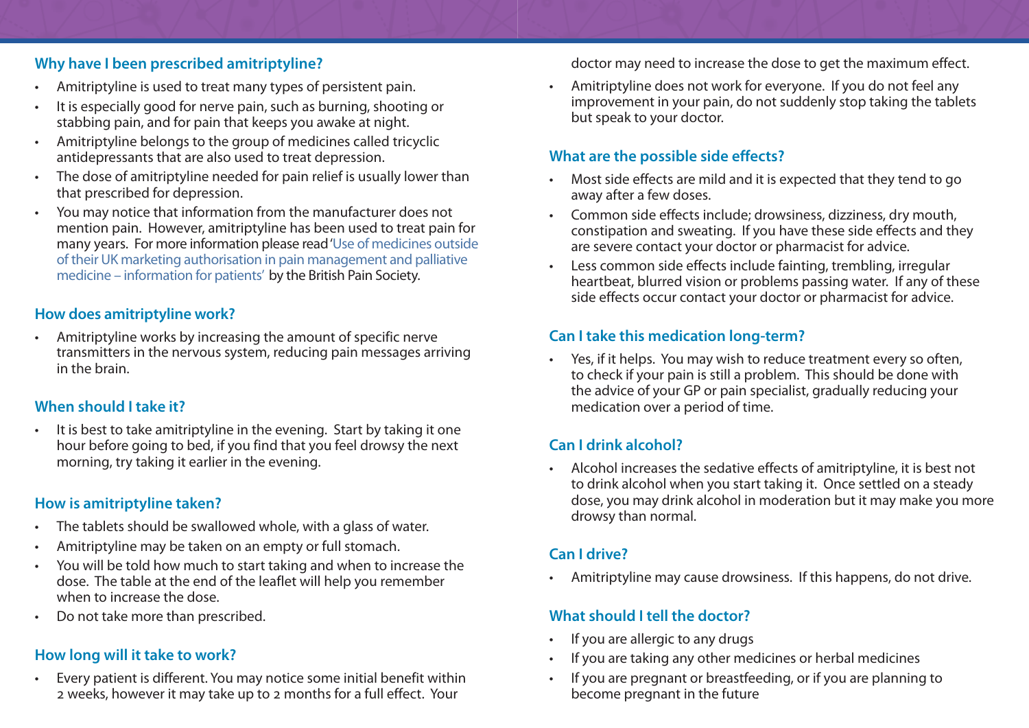## Why have I been prescribed amitriptyline?

- Amitriptyline is used to treat many types of persistent pain.
- It is especially good for nerve pain, such as burning, shooting or stabbing pain, and for pain that keeps you awake at night.
- Amitriptyline belongs to the group of medicines called tricyclic antidepressants that are also used to treat depression.
- The dose of amitriptyline needed for pain relief is usually lower than that prescribed for depression.
- You may notice that information from the manufacturer does not mention pain. However, amitriptyline has been used to treat pain for many years. For more information please read 'Use of medicines outside of their UK marketing authorisation in pain management and palliative medicine – information for patients' by the British Pain Society.

## How does amitriptyline work?

- Amitriptyline works by increasing the amount of specific nerve transmitters in the nervous system, reducing pain messages arriving in the brain.

## When should I take it?

- It is best to take amitriptyline in the evening. Start by taking it one hour before going to bed, if you find that you feel drowsy the next morning, try taking it earlier in the evening.

## How is amitriptyline taken?

- The tablets should be swallowed whole, with a glass of water.
- Amitriptyline may be taken on an empty or full stomach.
- You will be told how much to start taking and when to increase the dose. The table at the end of the leaflet will help you remember when to increase the dose.
- Do not take more than prescribed.

## How long will it take to work?

- Every patient is different. You may notice some initial benefit within 2 weeks, however it may take up to 2 months for a full effect. Your doctor may need to increase the dose to get the maximum effect.
- Amitriptyline does not work for everyone. If you do not feel any improvement in your pain, do not suddenly stop taking the tablets but speak to your doctor.

## What are the possible side effects?

- Most side effects are mild and it is expected that they tend to go away after a few doses.
- Common side effects include; drowsiness, dizziness, dry mouth, constipation and sweating. If you have these side effects and they are severe contact your doctor or pharmacist for advice.
- Less common side effects include fainting, trembling, irregular heartbeat, blurred vision or problems passing water. If any of these side effects occur contact your doctor or pharmacist for advice.

## Can I take this medication long-term?

- Yes, if it helps. You may wish to reduce treatment every so often, to check if your pain is still a problem. This should be done with the advice of your GP or pain specialist, gradually reducing your medication over a period of time.

## Can I drink alcohol?

- Alcohol increases the sedative effects of amitriptyline, it is best not to drink alcohol when you start taking it. Once settled on a steady dose, you may drink alcohol in moderation but it may make you more drowsy than normal.

## Can I drive?

- Amitriptyline may cause drowsiness. If this happens, do not drive.

## What should I tell the doctor?

- If you are allergic to any drugs
- If you are taking any other medicines or herbal medicines
- If you are pregnant or breastfeeding, or if you are planning to become pregnant in the future